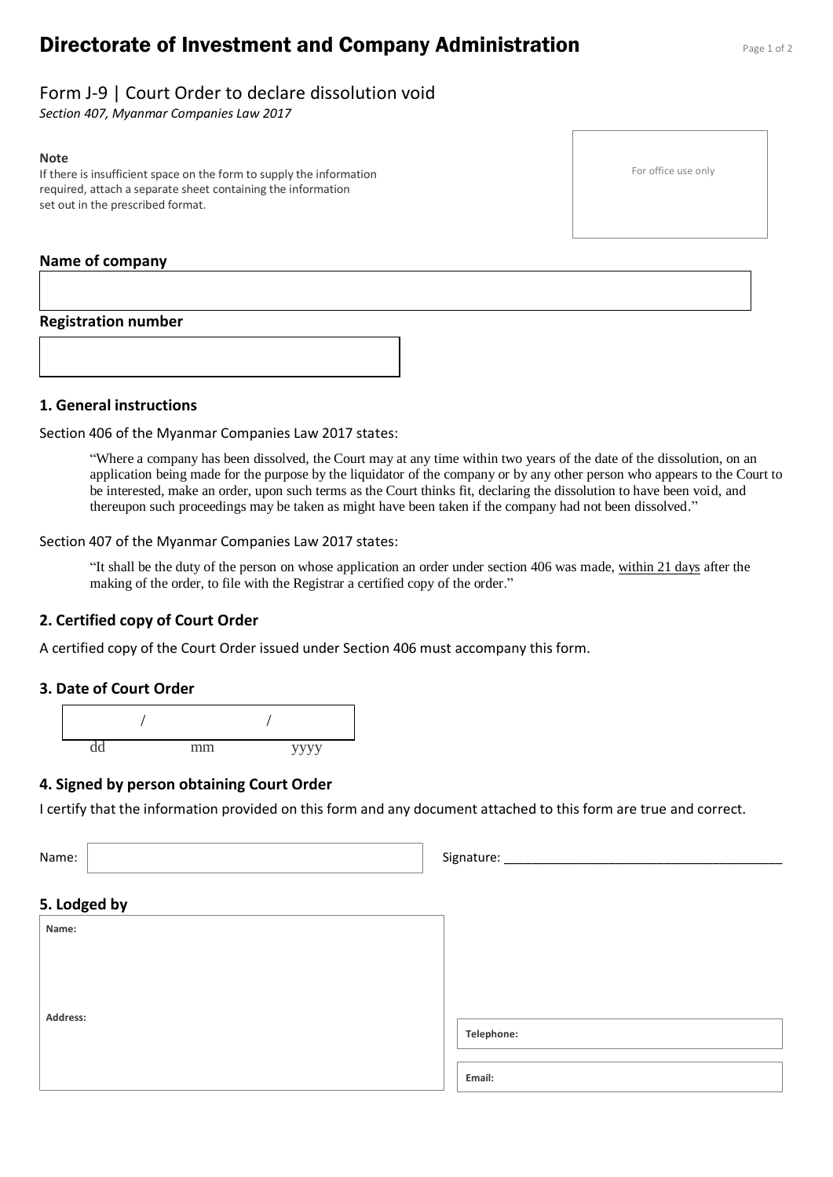# Directorate of Investment and Company Administration

## Form J-9 | Court Order to declare dissolution void

*Section 407, Myanmar Companies Law 2017*

**Note**

If there is insufficient space on the form to supply the information required, attach a separate sheet containing the information set out in the prescribed format.

For office use only

**Name of company**

**Registration number**

### 1. General instructions

Section 406 of the Myanmar Companies Law 2017 states:

> "Where a company has been dissolved, the Court may at any time within two years of the date of the dissolution, on an application being made for the purpose by the liquidator of the company or by any other person who appears to the Court to be interested, make an order, upon such terms as the Court thinks fit, declaring the dissolution to have been void, and thereupon such proceedings may be taken as might have been taken if the company had not been dissolved."

Section 407 of the Myanmar Companies Law 2017 states:

> "It shall be the duty of the person on whose application an order under section 406 was made, within 21 days after the making of the order, to file with the Registrar a certified copy of the order."

### 2. Certified copy of Court Order

A certified copy of the Court Order issued under Section 406 must accompany this form.

### 3. Date of Court Order

/ /

dd mm yyyy

### 4. Signed by person obtaining Court Order

I certify that the information provided on this form and any document attached to this form are true and correct.

Name: Signature: ________________________________________

### 5. Lodged by

**Name:**

**Address:**

**Telephone:**

**Email:**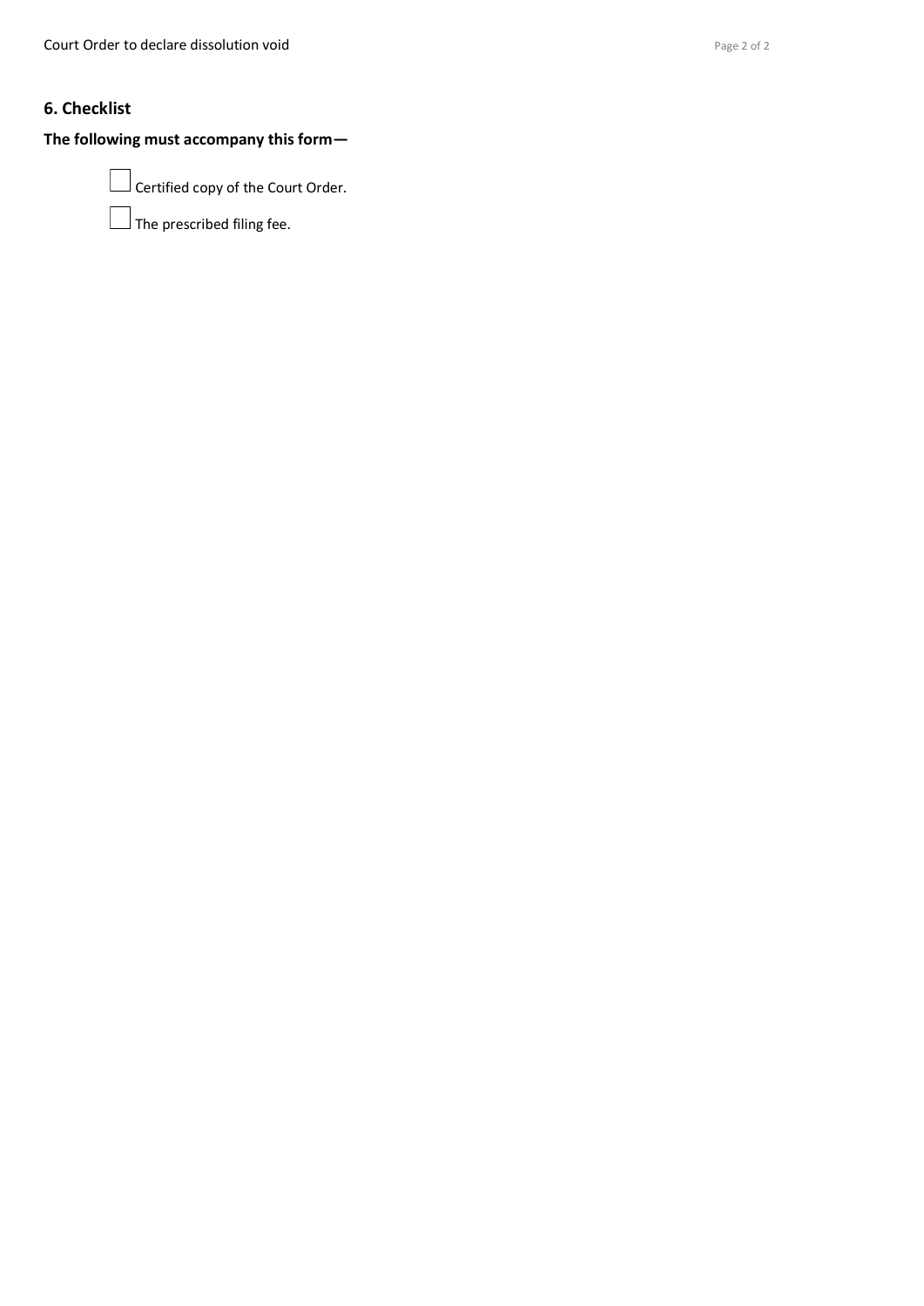## 6. Checklist

**The following must accompany this form—**

- ☐ Certified copy of the Court Order.
- ☐ The prescribed filing fee.